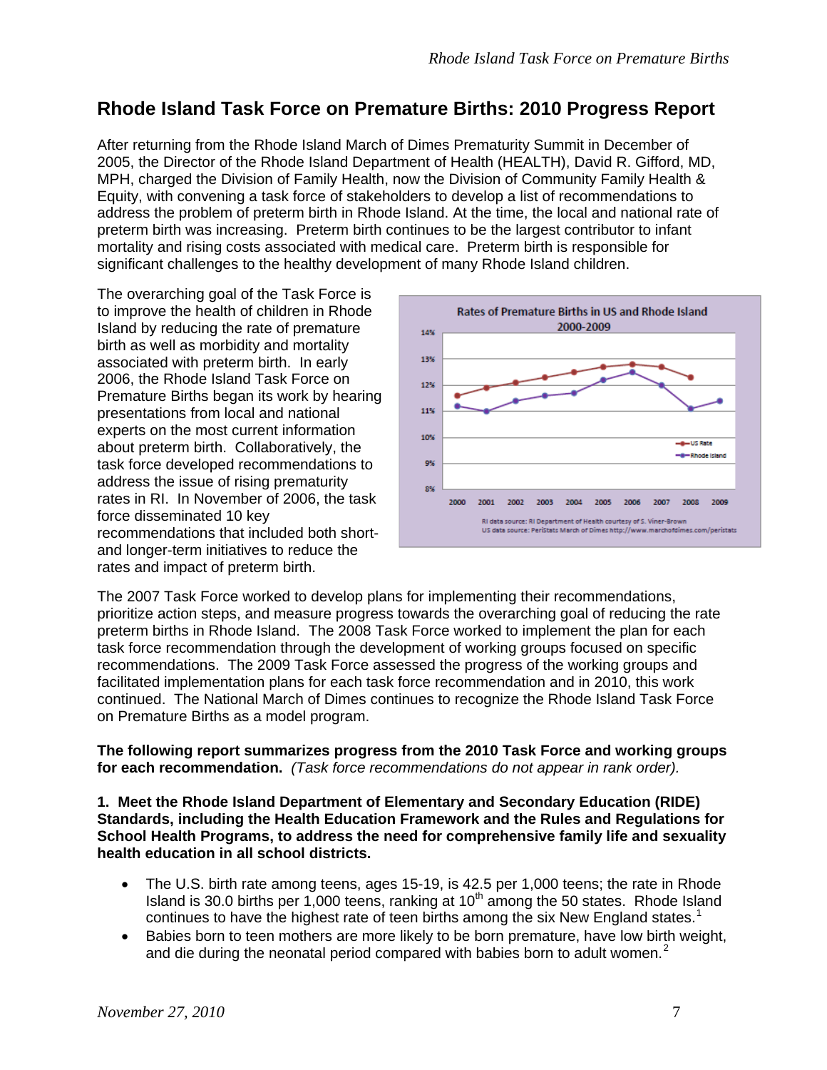# Rhode Island Task Force on Premature Births: 2010 Progress Report

After returning from the Rhode Island March of Dimes Prematurity Summit in December of 2005, the Director of the Rhode Island Department of Health (HEALTH), David R. Gifford, MD, MPH, charged the Division of Family Health, now the Division of Community Family Health & Equity, with convening a task force of stakeholders to develop a list of recommendations to address the problem of preterm birth in Rhode Island. At the time, the local and national rate of preterm birth was increasing. Preterm birth continues to be the largest contributor to infant mortality and rising costs associated with medical care. Preterm birth is responsible for significant challenges to the healthy development of many Rhode Island children.

The overarching goal of the Task Force is to improve the health of children in Rhode Island by reducing the rate of premature birth as well as morbidity and mortality associated with preterm birth. In early 2006, the Rhode Island Task Force on Premature Births began its work by hearing presentations from local and national experts on the most current information about preterm birth. Collaboratively, the task force developed recommendations to address the issue of rising prematurity rates in RI. In November of 2006, the task force disseminated 10 key recommendations that included both short- and longer-term initiatives to reduce the rates and impact of preterm birth.

Rates of Premature Births in US and Rhode Island 2000-2009

RI data source: RI Department of Health courtesy of S. Viner-Brown
US data source: PeriStats March of Dimes http://www.marchofdimes.com/peristats

The 2007 Task Force worked to develop plans for implementing their recommendations, prioritize action steps, and measure progress towards the overarching goal of reducing the rate preterm births in Rhode Island. The 2008 Task Force worked to implement the plan for each task force recommendation through the development of working groups focused on specific recommendations. The 2009 Task Force assessed the progress of the working groups and facilitated implementation plans for each task force recommendation and in 2010, this work continued. The National March of Dimes continues to recognize the Rhode Island Task Force on Premature Births as a model program.

**The following report summarizes progress from the 2010 Task Force and working groups for each recommendation.** *(Task force recommendations do not appear in rank order).*

**1. Meet the Rhode Island Department of Elementary and Secondary Education (RIDE) Standards, including the Health Education Framework and the Rules and Regulations for School Health Programs, to address the need for comprehensive family life and sexuality health education in all school districts.**

- The U.S. birth rate among teens, ages 15-19, is 42.5 per 1,000 teens; the rate in Rhode Island is 30.0 births per 1,000 teens, ranking at 10th among the 50 states. Rhode Island continues to have the highest rate of teen births among the six New England states.[1]
- Babies born to teen mothers are more likely to be born premature, have low birth weight, and die during the neonatal period compared with babies born to adult women.[2]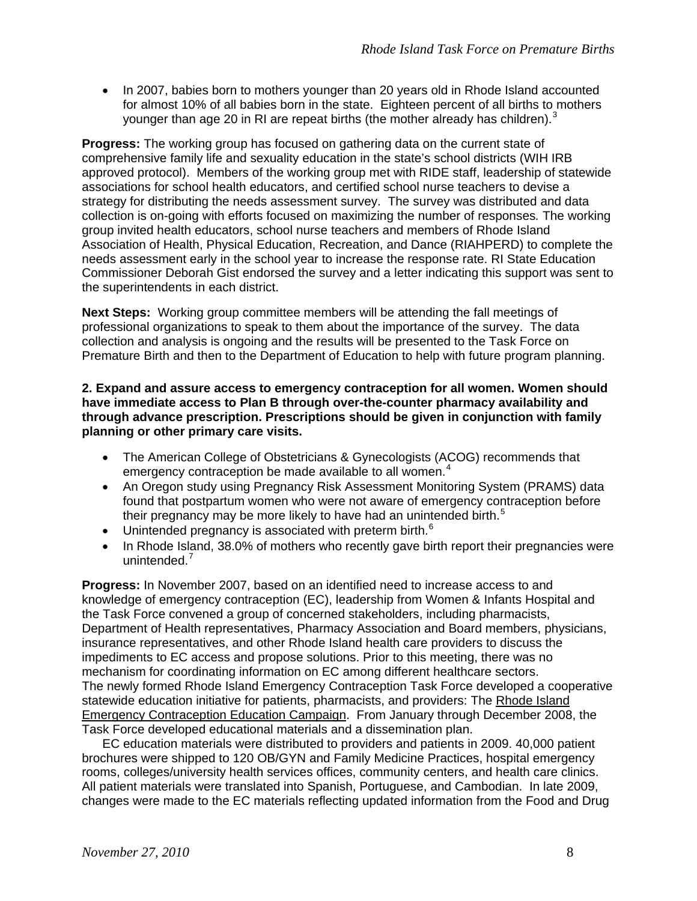- In 2007, babies born to mothers younger than 20 years old in Rhode Island accounted for almost 10% of all babies born in the state. Eighteen percent of all births to mothers younger than age 20 in RI are repeat births (the mother already has children).[3]

**Progress:** The working group has focused on gathering data on the current state of comprehensive family life and sexuality education in the state's school districts (WIH IRB approved protocol). Members of the working group met with RIDE staff, leadership of statewide associations for school health educators, and certified school nurse teachers to devise a strategy for distributing the needs assessment survey. The survey was distributed and data collection is on-going with efforts focused on maximizing the number of responses. The working group invited health educators, school nurse teachers and members of Rhode Island Association of Health, Physical Education, Recreation, and Dance (RIAHPERD) to complete the needs assessment early in the school year to increase the response rate. RI State Education Commissioner Deborah Gist endorsed the survey and a letter indicating this support was sent to the superintendents in each district.

**Next Steps:** Working group committee members will be attending the fall meetings of professional organizations to speak to them about the importance of the survey. The data collection and analysis is ongoing and the results will be presented to the Task Force on Premature Birth and then to the Department of Education to help with future program planning.

**2. Expand and assure access to emergency contraception for all women. Women should have immediate access to Plan B through over-the-counter pharmacy availability and through advance prescription. Prescriptions should be given in conjunction with family planning or other primary care visits.**

- The American College of Obstetricians & Gynecologists (ACOG) recommends that emergency contraception be made available to all women.[4]
- An Oregon study using Pregnancy Risk Assessment Monitoring System (PRAMS) data found that postpartum women who were not aware of emergency contraception before their pregnancy may be more likely to have had an unintended birth.[5]
- Unintended pregnancy is associated with preterm birth.[6]
- In Rhode Island, 38.0% of mothers who recently gave birth report their pregnancies were unintended.[7]

**Progress:** In November 2007, based on an identified need to increase access to and knowledge of emergency contraception (EC), leadership from Women & Infants Hospital and the Task Force convened a group of concerned stakeholders, including pharmacists, Department of Health representatives, Pharmacy Association and Board members, physicians, insurance representatives, and other Rhode Island health care providers to discuss the impediments to EC access and propose solutions. Prior to this meeting, there was no mechanism for coordinating information on EC among different healthcare sectors.
The newly formed Rhode Island Emergency Contraception Task Force developed a cooperative statewide education initiative for patients, pharmacists, and providers: The Rhode Island Emergency Contraception Education Campaign. From January through December 2008, the Task Force developed educational materials and a dissemination plan.

EC education materials were distributed to providers and patients in 2009. 40,000 patient brochures were shipped to 120 OB/GYN and Family Medicine Practices, hospital emergency rooms, colleges/university health services offices, community centers, and health care clinics. All patient materials were translated into Spanish, Portuguese, and Cambodian. In late 2009, changes were made to the EC materials reflecting updated information from the Food and Drug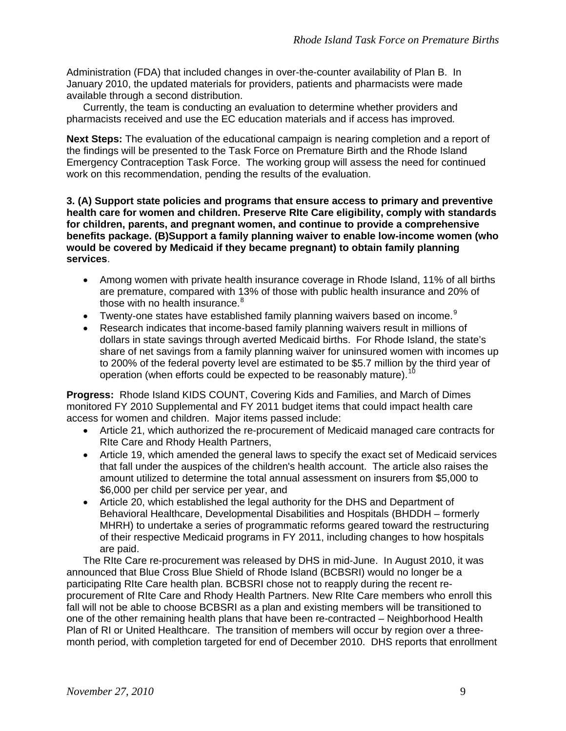Administration (FDA) that included changes in over-the-counter availability of Plan B. In January 2010, the updated materials for providers, patients and pharmacists were made available through a second distribution.

Currently, the team is conducting an evaluation to determine whether providers and pharmacists received and use the EC education materials and if access has improved*.*

**Next Steps:** The evaluation of the educational campaign is nearing completion and a report of the findings will be presented to the Task Force on Premature Birth and the Rhode Island Emergency Contraception Task Force. The working group will assess the need for continued work on this recommendation, pending the results of the evaluation.

**3. (A) Support state policies and programs that ensure access to primary and preventive health care for women and children. Preserve RIte Care eligibility, comply with standards for children, parents, and pregnant women, and continue to provide a comprehensive benefits package. (B)Support a family planning waiver to enable low-income women (who would be covered by Medicaid if they became pregnant) to obtain family planning services**.

- Among women with private health insurance coverage in Rhode Island, 11% of all births are premature, compared with 13% of those with public health insurance and 20% of those with no health insurance.[8]
- Twenty-one states have established family planning waivers based on income.[9]
- Research indicates that income-based family planning waivers result in millions of dollars in state savings through averted Medicaid births. For Rhode Island, the state's share of net savings from a family planning waiver for uninsured women with incomes up to 200% of the federal poverty level are estimated to be $5.7 million by the third year of operation (when efforts could be expected to be reasonably mature).[10]

**Progress:** Rhode Island KIDS COUNT, Covering Kids and Families, and March of Dimes monitored FY 2010 Supplemental and FY 2011 budget items that could impact health care access for women and children. Major items passed include:

- Article 21, which authorized the re-procurement of Medicaid managed care contracts for RIte Care and Rhody Health Partners,
- Article 19, which amended the general laws to specify the exact set of Medicaid services that fall under the auspices of the children's health account. The article also raises the amount utilized to determine the total annual assessment on insurers from $5,000 to $6,000 per child per service per year, and
- Article 20, which established the legal authority for the DHS and Department of Behavioral Healthcare, Developmental Disabilities and Hospitals (BHDDH – formerly MHRH) to undertake a series of programmatic reforms geared toward the restructuring of their respective Medicaid programs in FY 2011, including changes to how hospitals are paid.

The RIte Care re-procurement was released by DHS in mid-June. In August 2010, it was announced that Blue Cross Blue Shield of Rhode Island (BCBSRI) would no longer be a participating RIte Care health plan. BCBSRI chose not to reapply during the recent re-procurement of RIte Care and Rhody Health Partners. New RIte Care members who enroll this fall will not be able to choose BCBSRI as a plan and existing members will be transitioned to one of the other remaining health plans that have been re-contracted – Neighborhood Health Plan of RI or United Healthcare. The transition of members will occur by region over a three-month period, with completion targeted for end of December 2010. DHS reports that enrollment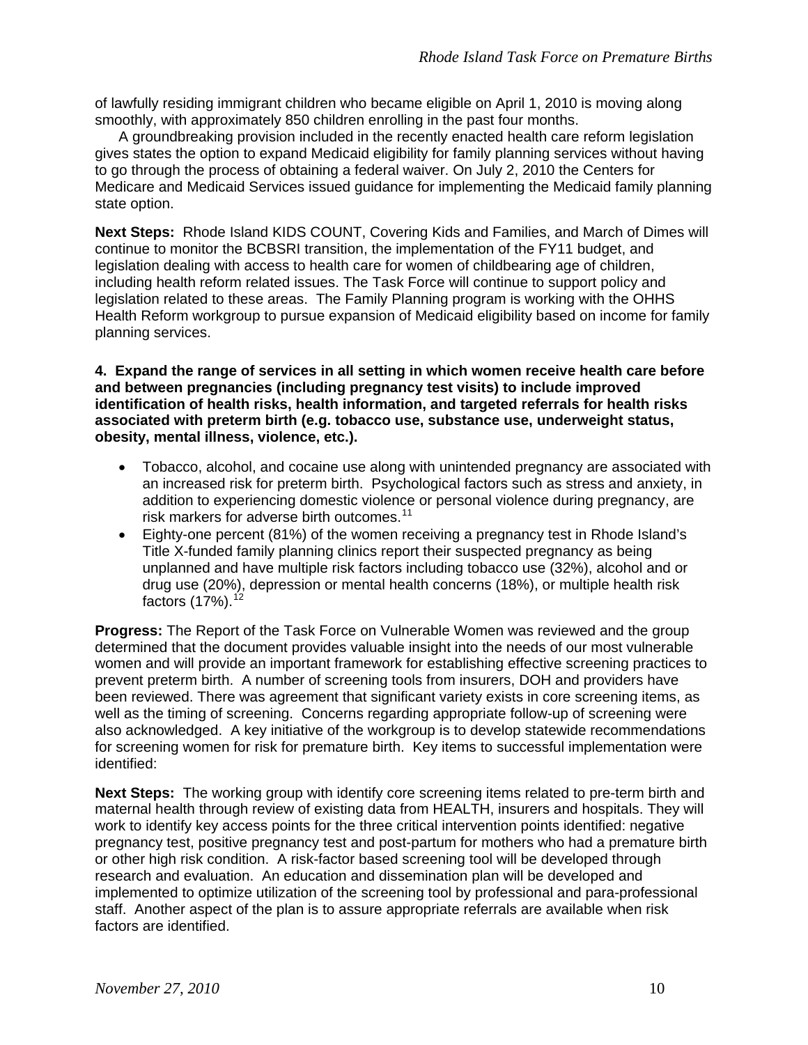of lawfully residing immigrant children who became eligible on April 1, 2010 is moving along smoothly, with approximately 850 children enrolling in the past four months.

A groundbreaking provision included in the recently enacted health care reform legislation gives states the option to expand Medicaid eligibility for family planning services without having to go through the process of obtaining a federal waiver. On July 2, 2010 the Centers for Medicare and Medicaid Services issued guidance for implementing the Medicaid family planning state option.

**Next Steps:** Rhode Island KIDS COUNT, Covering Kids and Families, and March of Dimes will continue to monitor the BCBSRI transition, the implementation of the FY11 budget, and legislation dealing with access to health care for women of childbearing age of children, including health reform related issues. The Task Force will continue to support policy and legislation related to these areas. The Family Planning program is working with the OHHS Health Reform workgroup to pursue expansion of Medicaid eligibility based on income for family planning services.

**4. Expand the range of services in all setting in which women receive health care before and between pregnancies (including pregnancy test visits) to include improved identification of health risks, health information, and targeted referrals for health risks associated with preterm birth (e.g. tobacco use, substance use, underweight status, obesity, mental illness, violence, etc.).**

- Tobacco, alcohol, and cocaine use along with unintended pregnancy are associated with an increased risk for preterm birth. Psychological factors such as stress and anxiety, in addition to experiencing domestic violence or personal violence during pregnancy, are risk markers for adverse birth outcomes.[11]
- Eighty-one percent (81%) of the women receiving a pregnancy test in Rhode Island's Title X-funded family planning clinics report their suspected pregnancy as being unplanned and have multiple risk factors including tobacco use (32%), alcohol and or drug use (20%), depression or mental health concerns (18%), or multiple health risk factors (17%).[12]

**Progress:** The Report of the Task Force on Vulnerable Women was reviewed and the group determined that the document provides valuable insight into the needs of our most vulnerable women and will provide an important framework for establishing effective screening practices to prevent preterm birth. A number of screening tools from insurers, DOH and providers have been reviewed. There was agreement that significant variety exists in core screening items, as well as the timing of screening. Concerns regarding appropriate follow-up of screening were also acknowledged. A key initiative of the workgroup is to develop statewide recommendations for screening women for risk for premature birth. Key items to successful implementation were identified:

**Next Steps:** The working group with identify core screening items related to pre-term birth and maternal health through review of existing data from HEALTH, insurers and hospitals. They will work to identify key access points for the three critical intervention points identified: negative pregnancy test, positive pregnancy test and post-partum for mothers who had a premature birth or other high risk condition. A risk-factor based screening tool will be developed through research and evaluation. An education and dissemination plan will be developed and implemented to optimize utilization of the screening tool by professional and para-professional staff. Another aspect of the plan is to assure appropriate referrals are available when risk factors are identified.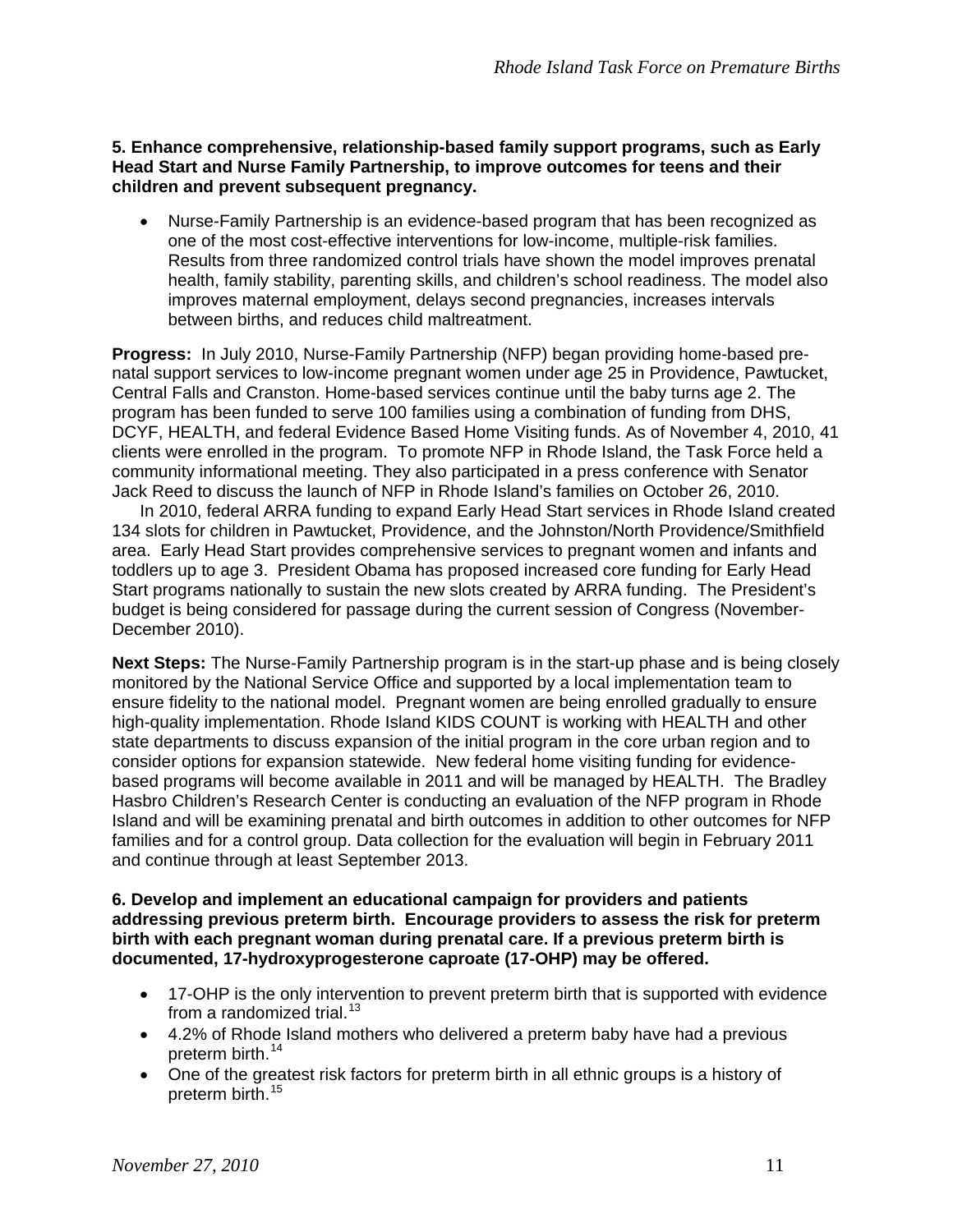**5. Enhance comprehensive, relationship-based family support programs, such as Early Head Start and Nurse Family Partnership, to improve outcomes for teens and their children and prevent subsequent pregnancy.**

- Nurse-Family Partnership is an evidence-based program that has been recognized as one of the most cost-effective interventions for low-income, multiple-risk families. Results from three randomized control trials have shown the model improves prenatal health, family stability, parenting skills, and children's school readiness. The model also improves maternal employment, delays second pregnancies, increases intervals between births, and reduces child maltreatment.

**Progress:** In July 2010, Nurse-Family Partnership (NFP) began providing home-based pre-natal support services to low-income pregnant women under age 25 in Providence, Pawtucket, Central Falls and Cranston. Home-based services continue until the baby turns age 2. The program has been funded to serve 100 families using a combination of funding from DHS, DCYF, HEALTH, and federal Evidence Based Home Visiting funds. As of November 4, 2010, 41 clients were enrolled in the program. To promote NFP in Rhode Island, the Task Force held a community informational meeting. They also participated in a press conference with Senator Jack Reed to discuss the launch of NFP in Rhode Island's families on October 26, 2010.

In 2010, federal ARRA funding to expand Early Head Start services in Rhode Island created 134 slots for children in Pawtucket, Providence, and the Johnston/North Providence/Smithfield area. Early Head Start provides comprehensive services to pregnant women and infants and toddlers up to age 3. President Obama has proposed increased core funding for Early Head Start programs nationally to sustain the new slots created by ARRA funding. The President's budget is being considered for passage during the current session of Congress (November-December 2010).

**Next Steps:** The Nurse-Family Partnership program is in the start-up phase and is being closely monitored by the National Service Office and supported by a local implementation team to ensure fidelity to the national model. Pregnant women are being enrolled gradually to ensure high-quality implementation. Rhode Island KIDS COUNT is working with HEALTH and other state departments to discuss expansion of the initial program in the core urban region and to consider options for expansion statewide. New federal home visiting funding for evidence-based programs will become available in 2011 and will be managed by HEALTH. The Bradley Hasbro Children's Research Center is conducting an evaluation of the NFP program in Rhode Island and will be examining prenatal and birth outcomes in addition to other outcomes for NFP families and for a control group. Data collection for the evaluation will begin in February 2011 and continue through at least September 2013.

**6. Develop and implement an educational campaign for providers and patients addressing previous preterm birth. Encourage providers to assess the risk for preterm birth with each pregnant woman during prenatal care. If a previous preterm birth is documented, 17-hydroxyprogesterone caproate (17-OHP) may be offered.**

- 17-OHP is the only intervention to prevent preterm birth that is supported with evidence from a randomized trial.[13]
- 4.2% of Rhode Island mothers who delivered a preterm baby have had a previous preterm birth.[14]
- One of the greatest risk factors for preterm birth in all ethnic groups is a history of preterm birth.[15]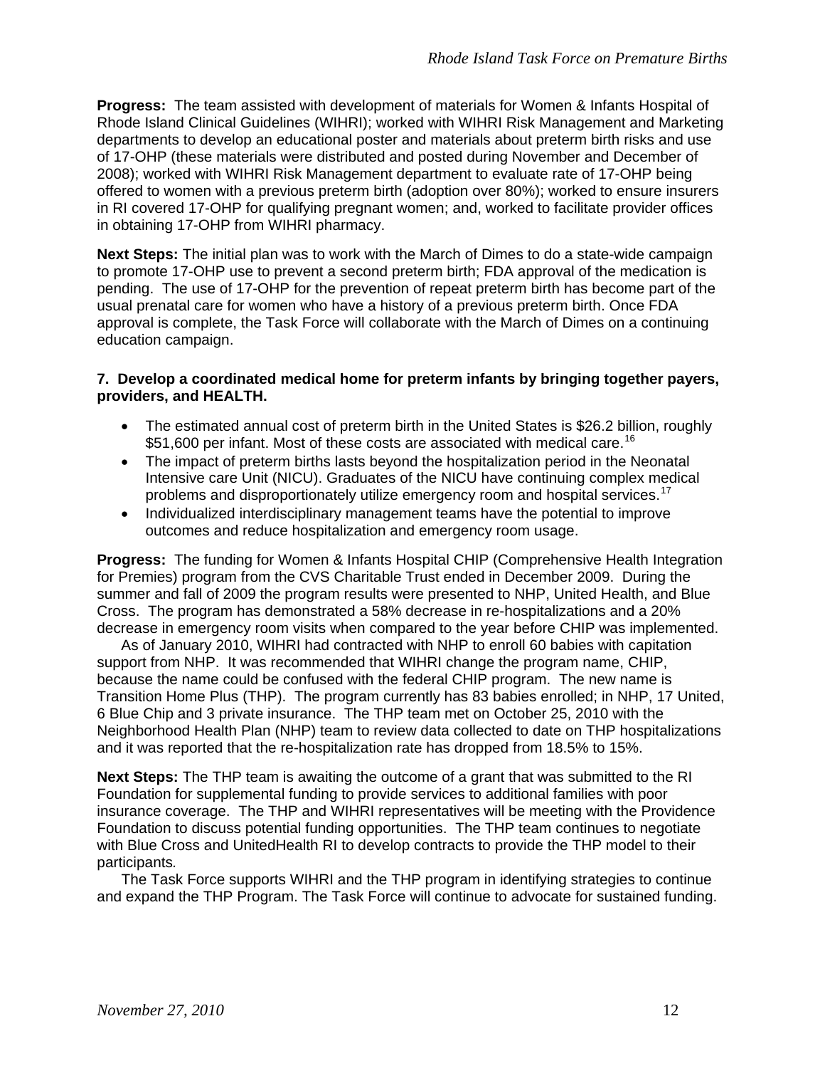**Progress:** The team assisted with development of materials for Women & Infants Hospital of Rhode Island Clinical Guidelines (WIHRI); worked with WIHRI Risk Management and Marketing departments to develop an educational poster and materials about preterm birth risks and use of 17-OHP (these materials were distributed and posted during November and December of 2008); worked with WIHRI Risk Management department to evaluate rate of 17-OHP being offered to women with a previous preterm birth (adoption over 80%); worked to ensure insurers in RI covered 17-OHP for qualifying pregnant women; and, worked to facilitate provider offices in obtaining 17-OHP from WIHRI pharmacy.

**Next Steps:** The initial plan was to work with the March of Dimes to do a state-wide campaign to promote 17-OHP use to prevent a second preterm birth; FDA approval of the medication is pending. The use of 17-OHP for the prevention of repeat preterm birth has become part of the usual prenatal care for women who have a history of a previous preterm birth. Once FDA approval is complete, the Task Force will collaborate with the March of Dimes on a continuing education campaign.

**7. Develop a coordinated medical home for preterm infants by bringing together payers, providers, and HEALTH.**

- The estimated annual cost of preterm birth in the United States is $26.2 billion, roughly $51,600 per infant. Most of these costs are associated with medical care.[16]
- The impact of preterm births lasts beyond the hospitalization period in the Neonatal Intensive care Unit (NICU). Graduates of the NICU have continuing complex medical problems and disproportionately utilize emergency room and hospital services.[17]
- Individualized interdisciplinary management teams have the potential to improve outcomes and reduce hospitalization and emergency room usage.

**Progress:** The funding for Women & Infants Hospital CHIP (Comprehensive Health Integration for Premies) program from the CVS Charitable Trust ended in December 2009. During the summer and fall of 2009 the program results were presented to NHP, United Health, and Blue Cross. The program has demonstrated a 58% decrease in re-hospitalizations and a 20% decrease in emergency room visits when compared to the year before CHIP was implemented.

As of January 2010, WIHRI had contracted with NHP to enroll 60 babies with capitation support from NHP. It was recommended that WIHRI change the program name, CHIP, because the name could be confused with the federal CHIP program. The new name is Transition Home Plus (THP). The program currently has 83 babies enrolled; in NHP, 17 United, 6 Blue Chip and 3 private insurance. The THP team met on October 25, 2010 with the Neighborhood Health Plan (NHP) team to review data collected to date on THP hospitalizations and it was reported that the re-hospitalization rate has dropped from 18.5% to 15%.

**Next Steps:** The THP team is awaiting the outcome of a grant that was submitted to the RI Foundation for supplemental funding to provide services to additional families with poor insurance coverage. The THP and WIHRI representatives will be meeting with the Providence Foundation to discuss potential funding opportunities. The THP team continues to negotiate with Blue Cross and UnitedHealth RI to develop contracts to provide the THP model to their participants.

The Task Force supports WIHRI and the THP program in identifying strategies to continue and expand the THP Program. The Task Force will continue to advocate for sustained funding.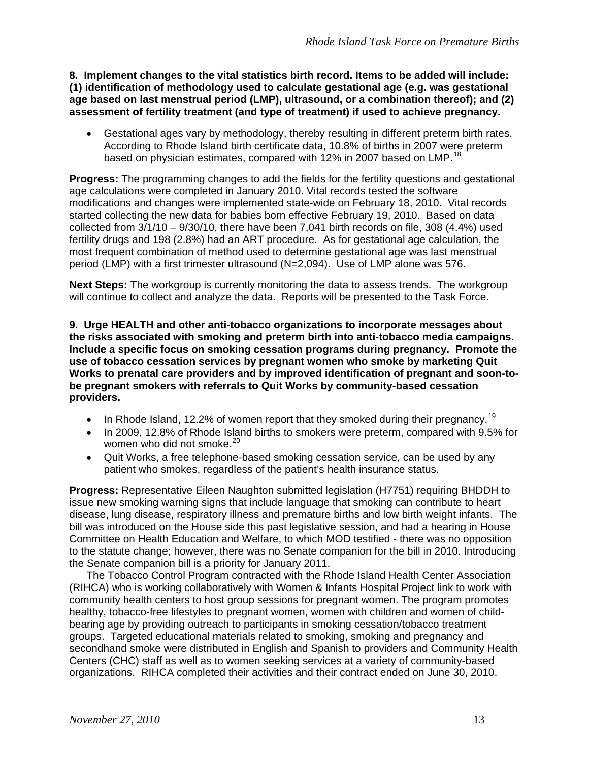**8. Implement changes to the vital statistics birth record. Items to be added will include: (1) identification of methodology used to calculate gestational age (e.g. was gestational age based on last menstrual period (LMP), ultrasound, or a combination thereof); and (2) assessment of fertility treatment (and type of treatment) if used to achieve pregnancy.**

- Gestational ages vary by methodology, thereby resulting in different preterm birth rates. According to Rhode Island birth certificate data, 10.8% of births in 2007 were preterm based on physician estimates, compared with 12% in 2007 based on LMP.[18]

**Progress:** The programming changes to add the fields for the fertility questions and gestational age calculations were completed in January 2010. Vital records tested the software modifications and changes were implemented state-wide on February 18, 2010. Vital records started collecting the new data for babies born effective February 19, 2010. Based on data collected from 3/1/10 – 9/30/10, there have been 7,041 birth records on file, 308 (4.4%) used fertility drugs and 198 (2.8%) had an ART procedure. As for gestational age calculation, the most frequent combination of method used to determine gestational age was last menstrual period (LMP) with a first trimester ultrasound (N=2,094). Use of LMP alone was 576.

**Next Steps:** The workgroup is currently monitoring the data to assess trends. The workgroup will continue to collect and analyze the data. Reports will be presented to the Task Force.

**9. Urge HEALTH and other anti-tobacco organizations to incorporate messages about the risks associated with smoking and preterm birth into anti-tobacco media campaigns. Include a specific focus on smoking cessation programs during pregnancy. Promote the use of tobacco cessation services by pregnant women who smoke by marketing Quit Works to prenatal care providers and by improved identification of pregnant and soon-to-be pregnant smokers with referrals to Quit Works by community-based cessation providers.**

- In Rhode Island, 12.2% of women report that they smoked during their pregnancy.[19]
- In 2009, 12.8% of Rhode Island births to smokers were preterm, compared with 9.5% for women who did not smoke.[20]
- Quit Works, a free telephone-based smoking cessation service, can be used by any patient who smokes, regardless of the patient's health insurance status.

**Progress:** Representative Eileen Naughton submitted legislation (H7751) requiring BHDDH to issue new smoking warning signs that include language that smoking can contribute to heart disease, lung disease, respiratory illness and premature births and low birth weight infants. The bill was introduced on the House side this past legislative session, and had a hearing in House Committee on Health Education and Welfare, to which MOD testified - there was no opposition to the statute change; however, there was no Senate companion for the bill in 2010. Introducing the Senate companion bill is a priority for January 2011.

The Tobacco Control Program contracted with the Rhode Island Health Center Association (RIHCA) who is working collaboratively with Women & Infants Hospital Project link to work with community health centers to host group sessions for pregnant women. The program promotes healthy, tobacco-free lifestyles to pregnant women, women with children and women of child-bearing age by providing outreach to participants in smoking cessation/tobacco treatment groups. Targeted educational materials related to smoking, smoking and pregnancy and secondhand smoke were distributed in English and Spanish to providers and Community Health Centers (CHC) staff as well as to women seeking services at a variety of community-based organizations. RIHCA completed their activities and their contract ended on June 30, 2010.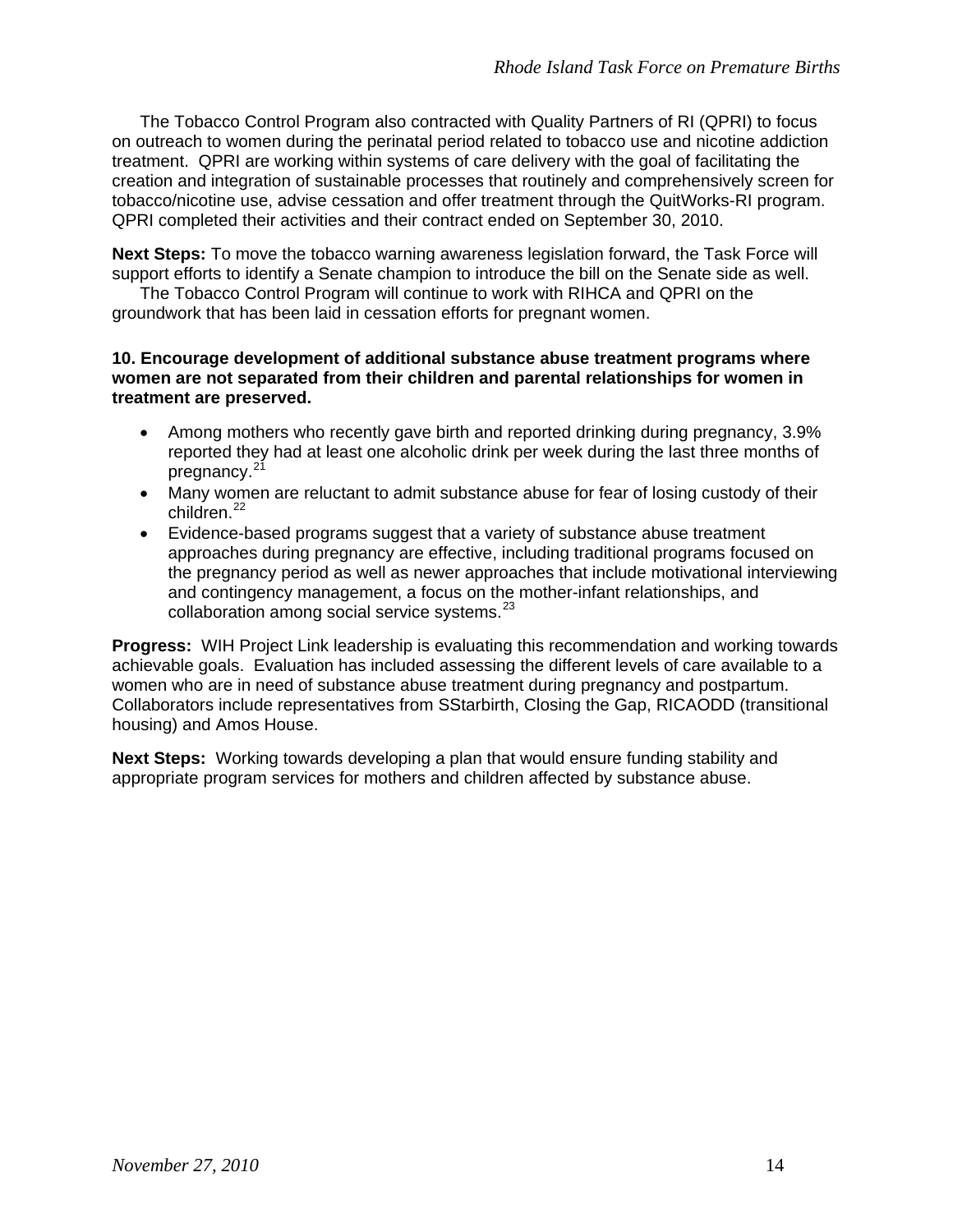The Tobacco Control Program also contracted with Quality Partners of RI (QPRI) to focus on outreach to women during the perinatal period related to tobacco use and nicotine addiction treatment. QPRI are working within systems of care delivery with the goal of facilitating the creation and integration of sustainable processes that routinely and comprehensively screen for tobacco/nicotine use, advise cessation and offer treatment through the QuitWorks-RI program. QPRI completed their activities and their contract ended on September 30, 2010.

**Next Steps:** To move the tobacco warning awareness legislation forward, the Task Force will support efforts to identify a Senate champion to introduce the bill on the Senate side as well.

The Tobacco Control Program will continue to work with RIHCA and QPRI on the groundwork that has been laid in cessation efforts for pregnant women.

**10. Encourage development of additional substance abuse treatment programs where women are not separated from their children and parental relationships for women in treatment are preserved.**

- Among mothers who recently gave birth and reported drinking during pregnancy, 3.9% reported they had at least one alcoholic drink per week during the last three months of pregnancy.[21]
- Many women are reluctant to admit substance abuse for fear of losing custody of their children.[22]
- Evidence-based programs suggest that a variety of substance abuse treatment approaches during pregnancy are effective, including traditional programs focused on the pregnancy period as well as newer approaches that include motivational interviewing and contingency management, a focus on the mother-infant relationships, and collaboration among social service systems.[23]

**Progress:** WIH Project Link leadership is evaluating this recommendation and working towards achievable goals. Evaluation has included assessing the different levels of care available to a women who are in need of substance abuse treatment during pregnancy and postpartum. Collaborators include representatives from SStarbirth, Closing the Gap, RICAODD (transitional housing) and Amos House.

**Next Steps:** Working towards developing a plan that would ensure funding stability and appropriate program services for mothers and children affected by substance abuse.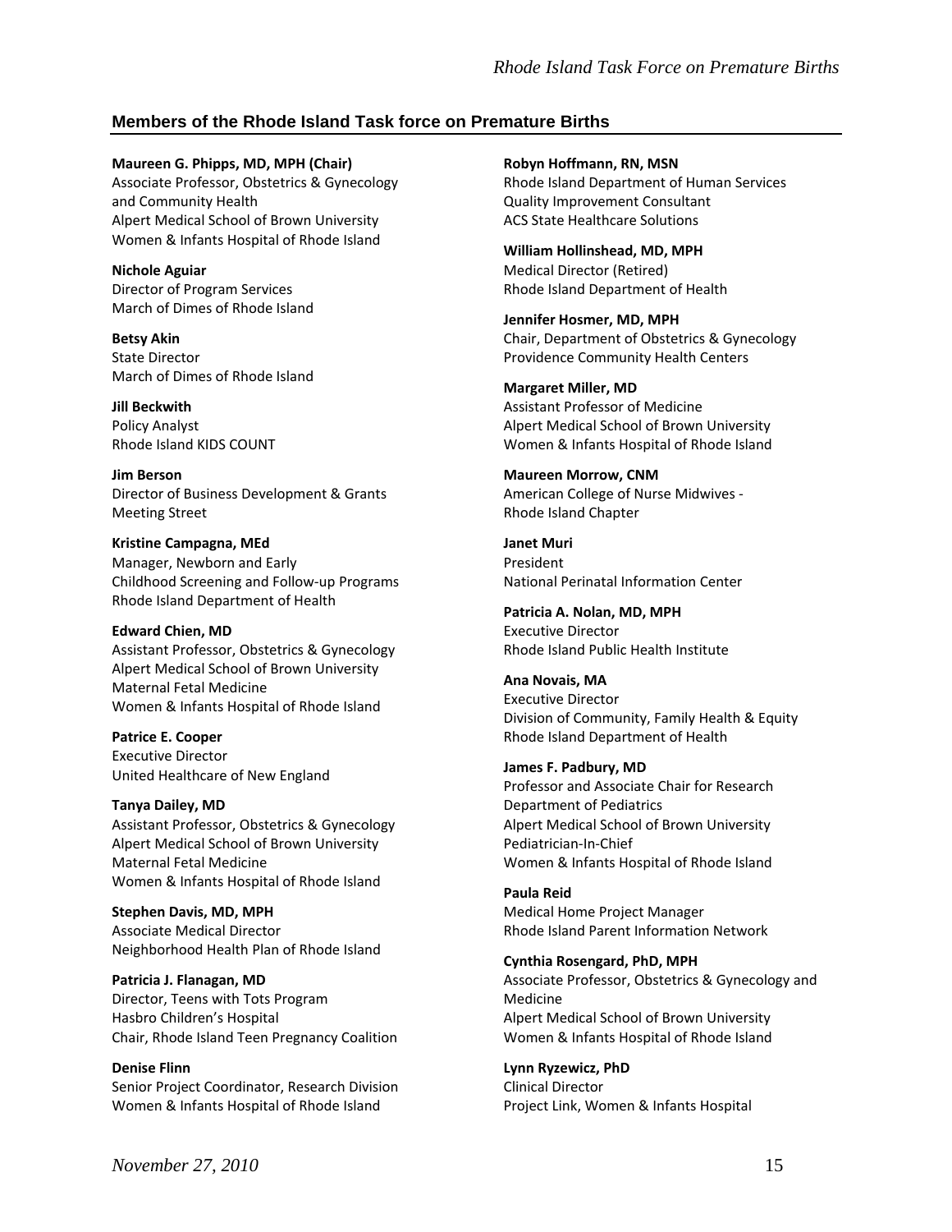## Members of the Rhode Island Task force on Premature Births

**Maureen G. Phipps, MD, MPH (Chair)**
Associate Professor, Obstetrics & Gynecology and Community Health
Alpert Medical School of Brown University
Women & Infants Hospital of Rhode Island

**Nichole Aguiar**
Director of Program Services
March of Dimes of Rhode Island

**Betsy Akin**
State Director
March of Dimes of Rhode Island

**Jill Beckwith**
Policy Analyst
Rhode Island KIDS COUNT

**Jim Berson**
Director of Business Development & Grants
Meeting Street

**Kristine Campagna, MEd**
Manager, Newborn and Early Childhood Screening and Follow-up Programs
Rhode Island Department of Health

**Edward Chien, MD**
Assistant Professor, Obstetrics & Gynecology
Alpert Medical School of Brown University
Maternal Fetal Medicine
Women & Infants Hospital of Rhode Island

**Patrice E. Cooper**
Executive Director
United Healthcare of New England

**Tanya Dailey, MD**
Assistant Professor, Obstetrics & Gynecology
Alpert Medical School of Brown University
Maternal Fetal Medicine
Women & Infants Hospital of Rhode Island

**Stephen Davis, MD, MPH**
Associate Medical Director
Neighborhood Health Plan of Rhode Island

**Patricia J. Flanagan, MD**
Director, Teens with Tots Program
Hasbro Children's Hospital
Chair, Rhode Island Teen Pregnancy Coalition

**Denise Flinn**
Senior Project Coordinator, Research Division
Women & Infants Hospital of Rhode Island

**Robyn Hoffmann, RN, MSN**
Rhode Island Department of Human Services
Quality Improvement Consultant
ACS State Healthcare Solutions

**William Hollinshead, MD, MPH**
Medical Director (Retired)
Rhode Island Department of Health

**Jennifer Hosmer, MD, MPH**
Chair, Department of Obstetrics & Gynecology
Providence Community Health Centers

**Margaret Miller, MD**
Assistant Professor of Medicine
Alpert Medical School of Brown University
Women & Infants Hospital of Rhode Island

**Maureen Morrow, CNM**
American College of Nurse Midwives - Rhode Island Chapter

**Janet Muri**
President
National Perinatal Information Center

**Patricia A. Nolan, MD, MPH**
Executive Director
Rhode Island Public Health Institute

**Ana Novais, MA**
Executive Director
Division of Community, Family Health & Equity
Rhode Island Department of Health

**James F. Padbury, MD**
Professor and Associate Chair for Research
Department of Pediatrics
Alpert Medical School of Brown University
Pediatrician-In-Chief
Women & Infants Hospital of Rhode Island

**Paula Reid**
Medical Home Project Manager
Rhode Island Parent Information Network

**Cynthia Rosengard, PhD, MPH**
Associate Professor, Obstetrics & Gynecology and Medicine
Alpert Medical School of Brown University
Women & Infants Hospital of Rhode Island

**Lynn Ryzewicz, PhD**
Clinical Director
Project Link, Women & Infants Hospital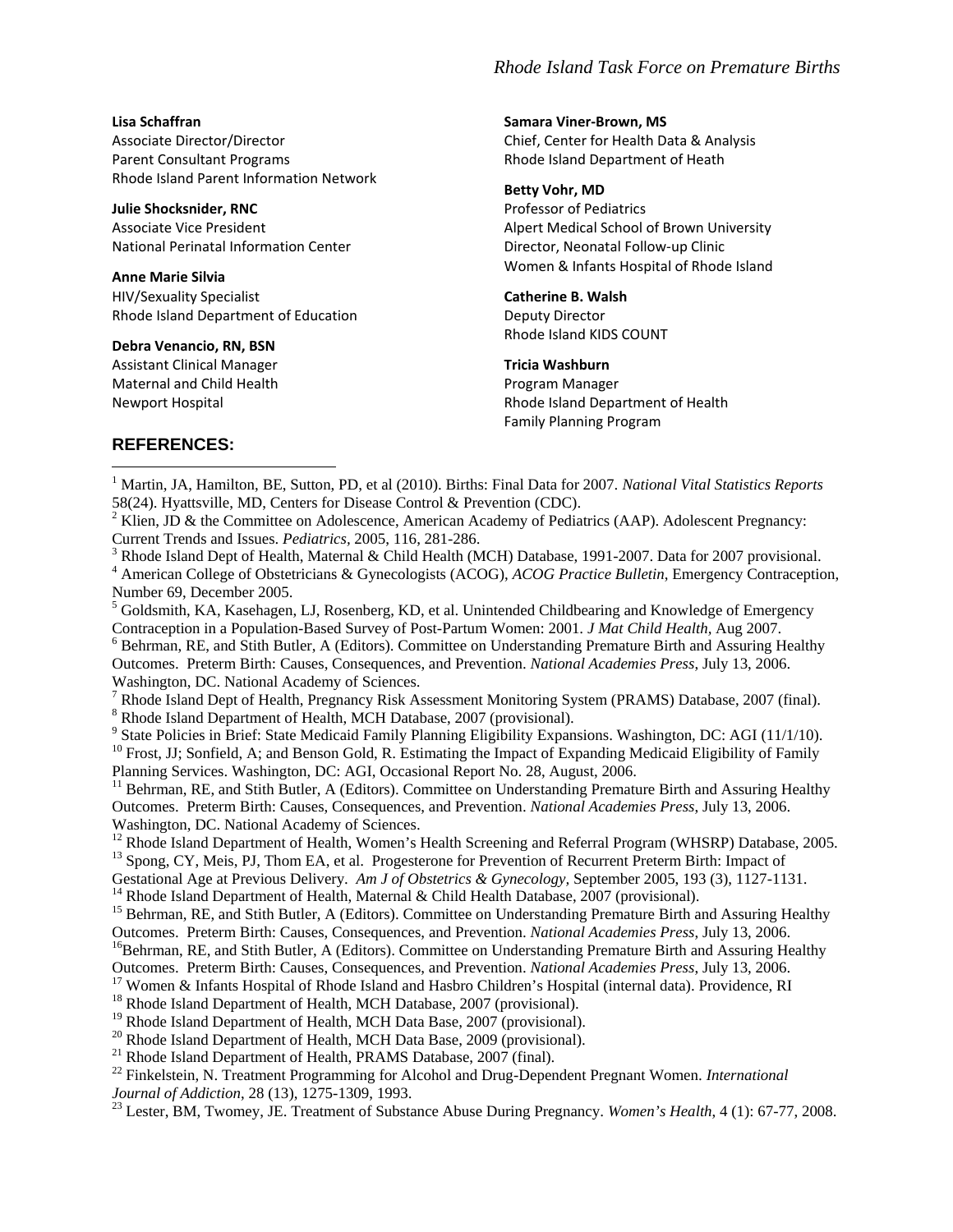**Lisa Schaffran**
Associate Director/Director
Parent Consultant Programs
Rhode Island Parent Information Network

**Julie Shocksnider, RNC**
Associate Vice President
National Perinatal Information Center

**Anne Marie Silvia**
HIV/Sexuality Specialist
Rhode Island Department of Education

**Debra Venancio, RN, BSN**
Assistant Clinical Manager
Maternal and Child Health
Newport Hospital

**Samara Viner-Brown, MS**
Chief, Center for Health Data & Analysis
Rhode Island Department of Heath

**Betty Vohr, MD**
Professor of Pediatrics
Alpert Medical School of Brown University
Director, Neonatal Follow-up Clinic
Women & Infants Hospital of Rhode Island

**Catherine B. Walsh**
Deputy Director
Rhode Island KIDS COUNT

**Tricia Washburn**
Program Manager
Rhode Island Department of Health
Family Planning Program

## REFERENCES:

[1] Martin, JA, Hamilton, BE, Sutton, PD, et al (2010). Births: Final Data for 2007. *National Vital Statistics Reports* 58(24). Hyattsville, MD, Centers for Disease Control & Prevention (CDC).

[2] Klien, JD & the Committee on Adolescence, American Academy of Pediatrics (AAP). Adolescent Pregnancy: Current Trends and Issues. *Pediatrics*, 2005, 116, 281-286.

[3] Rhode Island Dept of Health, Maternal & Child Health (MCH) Database, 1991-2007. Data for 2007 provisional.

[4] American College of Obstetricians & Gynecologists (ACOG), *ACOG Practice Bulletin*, Emergency Contraception, Number 69, December 2005.

[5] Goldsmith, KA, Kasehagen, LJ, Rosenberg, KD, et al. Unintended Childbearing and Knowledge of Emergency Contraception in a Population-Based Survey of Post-Partum Women: 2001. *J Mat Child Health*, Aug 2007.

[6] Behrman, RE, and Stith Butler, A (Editors). Committee on Understanding Premature Birth and Assuring Healthy Outcomes. Preterm Birth: Causes, Consequences, and Prevention. *National Academies Press*, July 13, 2006. Washington, DC. National Academy of Sciences.

[7] Rhode Island Dept of Health, Pregnancy Risk Assessment Monitoring System (PRAMS) Database, 2007 (final).

[8] Rhode Island Department of Health, MCH Database, 2007 (provisional).

[9] State Policies in Brief: State Medicaid Family Planning Eligibility Expansions. Washington, DC: AGI (11/1/10).

[10] Frost, JJ; Sonfield, A; and Benson Gold, R. Estimating the Impact of Expanding Medicaid Eligibility of Family Planning Services. Washington, DC: AGI, Occasional Report No. 28, August, 2006.

[11] Behrman, RE, and Stith Butler, A (Editors). Committee on Understanding Premature Birth and Assuring Healthy Outcomes. Preterm Birth: Causes, Consequences, and Prevention. *National Academies Press*, July 13, 2006. Washington, DC. National Academy of Sciences.

[12] Rhode Island Department of Health, Women's Health Screening and Referral Program (WHSRP) Database, 2005.

[13] Spong, CY, Meis, PJ, Thom EA, et al. Progesterone for Prevention of Recurrent Preterm Birth: Impact of Gestational Age at Previous Delivery. *Am J of Obstetrics & Gynecology*, September 2005, 193 (3), 1127-1131.

[14] Rhode Island Department of Health, Maternal & Child Health Database, 2007 (provisional).

[15] Behrman, RE, and Stith Butler, A (Editors). Committee on Understanding Premature Birth and Assuring Healthy Outcomes. Preterm Birth: Causes, Consequences, and Prevention. *National Academies Press*, July 13, 2006.

[16] Behrman, RE, and Stith Butler, A (Editors). Committee on Understanding Premature Birth and Assuring Healthy Outcomes. Preterm Birth: Causes, Consequences, and Prevention. *National Academies Press*, July 13, 2006.

[17] Women & Infants Hospital of Rhode Island and Hasbro Children's Hospital (internal data). Providence, RI

[18] Rhode Island Department of Health, MCH Database, 2007 (provisional).

[19] Rhode Island Department of Health, MCH Data Base, 2007 (provisional).

[20] Rhode Island Department of Health, MCH Data Base, 2009 (provisional).

[21] Rhode Island Department of Health, PRAMS Database, 2007 (final).

[22] Finkelstein, N. Treatment Programming for Alcohol and Drug-Dependent Pregnant Women. *International Journal of Addiction*, 28 (13), 1275-1309, 1993.

[23] Lester, BM, Twomey, JE. Treatment of Substance Abuse During Pregnancy. *Women's Health*, 4 (1): 67-77, 2008.